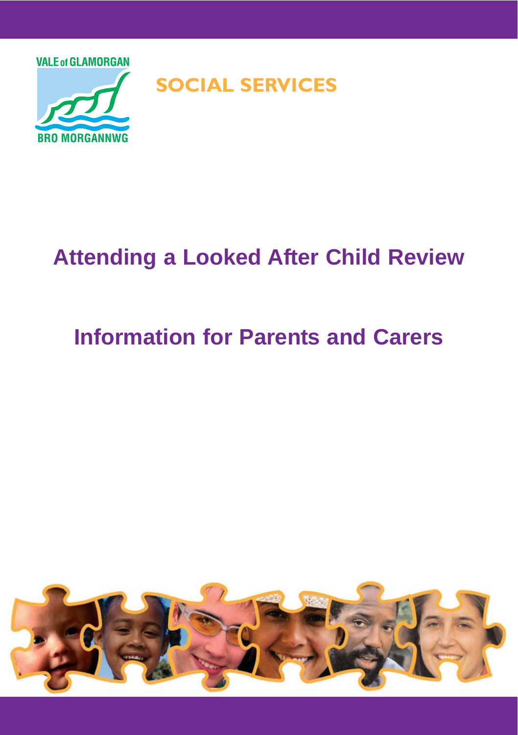VALE of GLAMORGAN

BRO MORGANNWG

SOCIAL SERVICES

# Attending a Looked After Child Review

## Information for Parents and Carers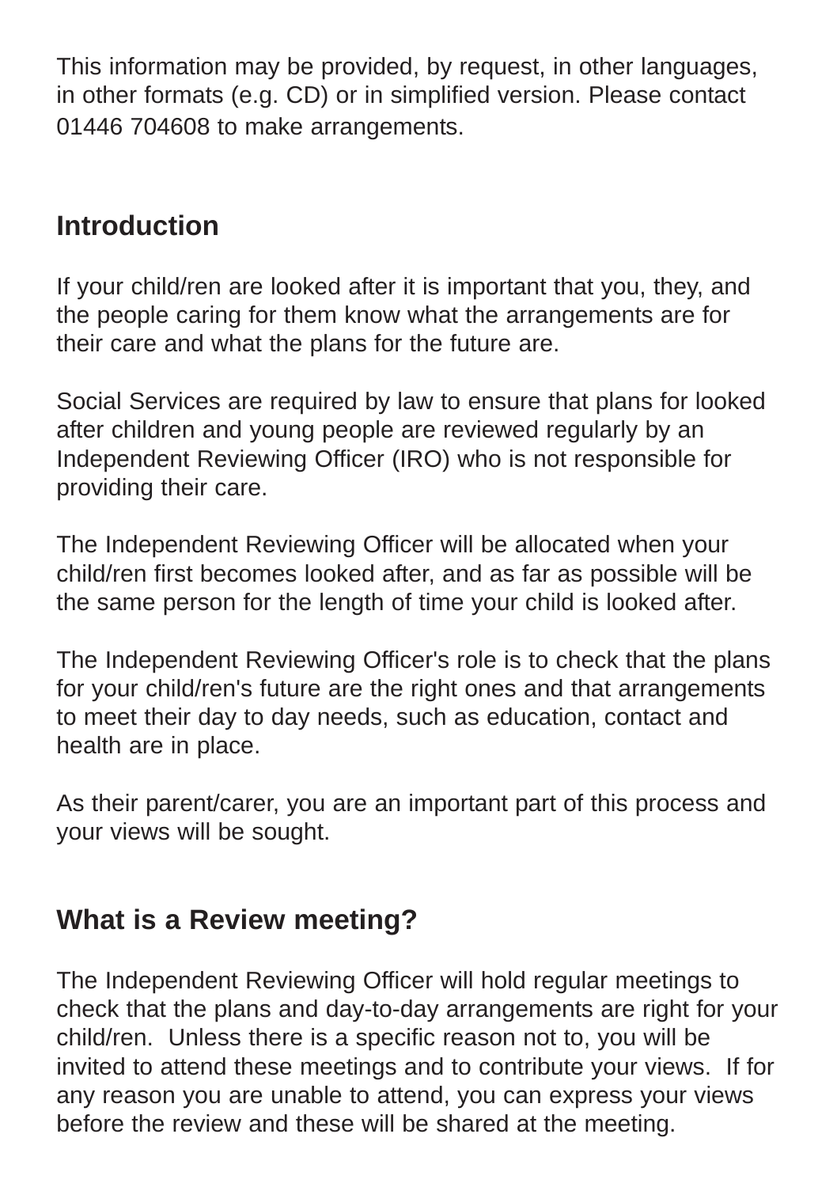This information may be provided, by request, in other languages, in other formats (e.g. CD) or in simplified version. Please contact 01446 704608 to make arrangements.

## Introduction

If your child/ren are looked after it is important that you, they, and the people caring for them know what the arrangements are for their care and what the plans for the future are.

Social Services are required by law to ensure that plans for looked after children and young people are reviewed regularly by an Independent Reviewing Officer (IRO) who is not responsible for providing their care.

The Independent Reviewing Officer will be allocated when your child/ren first becomes looked after, and as far as possible will be the same person for the length of time your child is looked after.

The Independent Reviewing Officer's role is to check that the plans for your child/ren's future are the right ones and that arrangements to meet their day to day needs, such as education, contact and health are in place.

As their parent/carer, you are an important part of this process and your views will be sought.

## What is a Review meeting?

The Independent Reviewing Officer will hold regular meetings to check that the plans and day-to-day arrangements are right for your child/ren. Unless there is a specific reason not to, you will be invited to attend these meetings and to contribute your views. If for any reason you are unable to attend, you can express your views before the review and these will be shared at the meeting.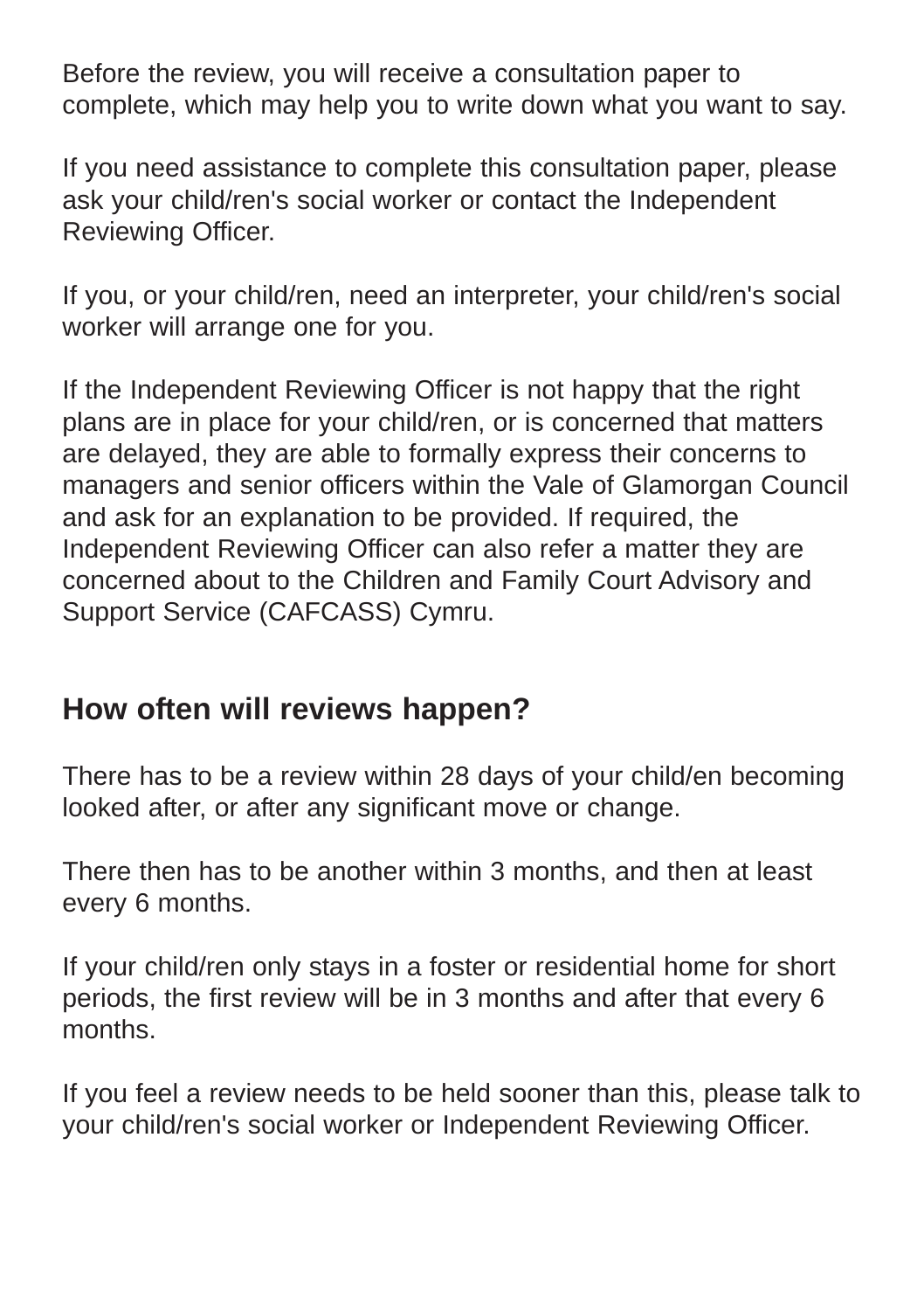Before the review, you will receive a consultation paper to complete, which may help you to write down what you want to say.

If you need assistance to complete this consultation paper, please ask your child/ren's social worker or contact the Independent Reviewing Officer.

If you, or your child/ren, need an interpreter, your child/ren's social worker will arrange one for you.

If the Independent Reviewing Officer is not happy that the right plans are in place for your child/ren, or is concerned that matters are delayed, they are able to formally express their concerns to managers and senior officers within the Vale of Glamorgan Council and ask for an explanation to be provided. If required, the Independent Reviewing Officer can also refer a matter they are concerned about to the Children and Family Court Advisory and Support Service (CAFCASS) Cymru.

## How often will reviews happen?

There has to be a review within 28 days of your child/en becoming looked after, or after any significant move or change.

There then has to be another within 3 months, and then at least every 6 months.

If your child/ren only stays in a foster or residential home for short periods, the first review will be in 3 months and after that every 6 months.

If you feel a review needs to be held sooner than this, please talk to your child/ren's social worker or Independent Reviewing Officer.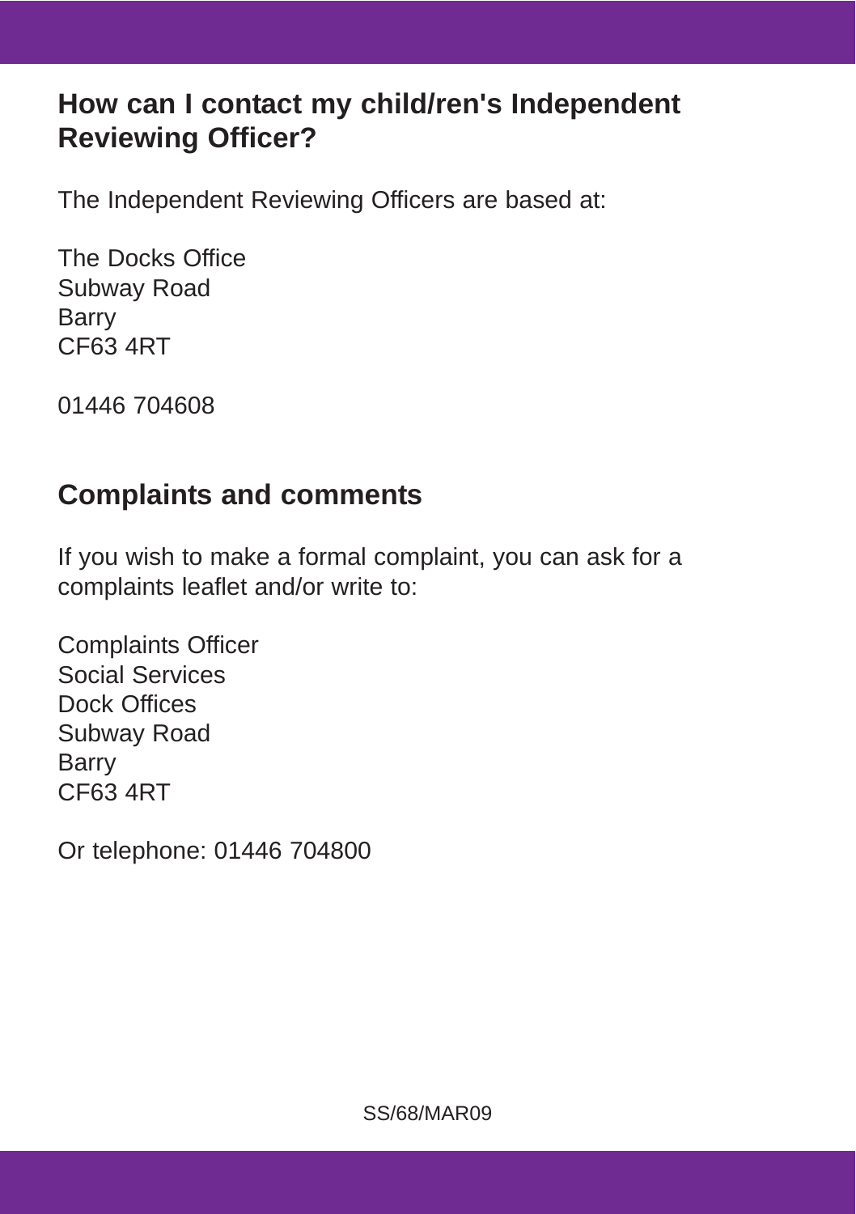## How can I contact my child/ren's Independent Reviewing Officer?

The Independent Reviewing Officers are based at:

The Docks Office
Subway Road
Barry
CF63 4RT

01446 704608

## Complaints and comments

If you wish to make a formal complaint, you can ask for a complaints leaflet and/or write to:

Complaints Officer
Social Services
Dock Offices
Subway Road
Barry
CF63 4RT

Or telephone: 01446 704800

SS/68/MAR09